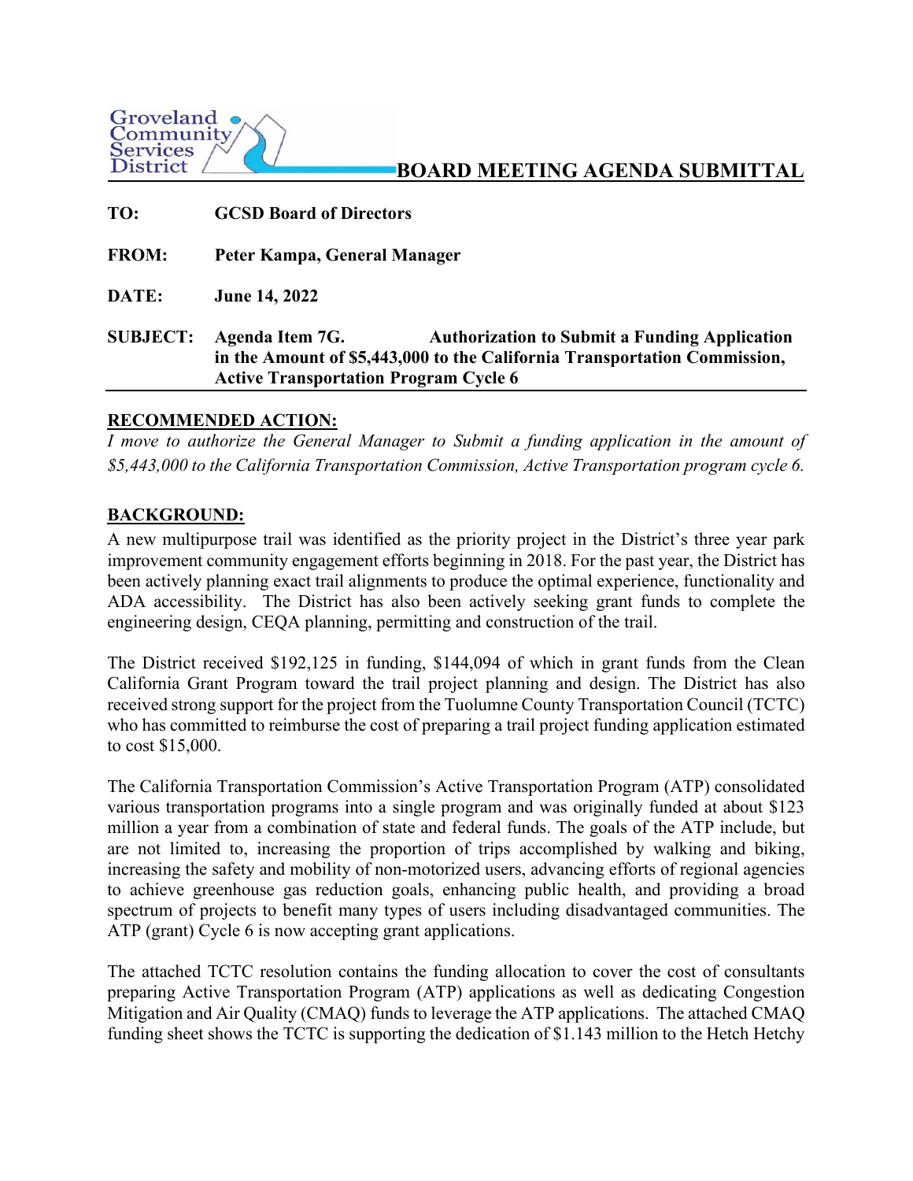Groveland Community Services District

# BOARD MEETING AGENDA SUBMITTAL

**TO:** GCSD Board of Directors

**FROM:** Peter Kampa, General Manager

**DATE:** June 14, 2022

**SUBJECT:** Agenda Item 7G. Authorization to Submit a Funding Application in the Amount of $5,443,000 to the California Transportation Commission, Active Transportation Program Cycle 6

## RECOMMENDED ACTION:

*I move to authorize the General Manager to Submit a funding application in the amount of $5,443,000 to the California Transportation Commission, Active Transportation program cycle 6.*

## BACKGROUND:

A new multipurpose trail was identified as the priority project in the District's three year park improvement community engagement efforts beginning in 2018. For the past year, the District has been actively planning exact trail alignments to produce the optimal experience, functionality and ADA accessibility. The District has also been actively seeking grant funds to complete the engineering design, CEQA planning, permitting and construction of the trail.

The District received $192,125 in funding, $144,094 of which in grant funds from the Clean California Grant Program toward the trail project planning and design. The District has also received strong support for the project from the Tuolumne County Transportation Council (TCTC) who has committed to reimburse the cost of preparing a trail project funding application estimated to cost $15,000.

The California Transportation Commission's Active Transportation Program (ATP) consolidated various transportation programs into a single program and was originally funded at about $123 million a year from a combination of state and federal funds. The goals of the ATP include, but are not limited to, increasing the proportion of trips accomplished by walking and biking, increasing the safety and mobility of non-motorized users, advancing efforts of regional agencies to achieve greenhouse gas reduction goals, enhancing public health, and providing a broad spectrum of projects to benefit many types of users including disadvantaged communities. The ATP (grant) Cycle 6 is now accepting grant applications.

The attached TCTC resolution contains the funding allocation to cover the cost of consultants preparing Active Transportation Program (ATP) applications as well as dedicating Congestion Mitigation and Air Quality (CMAQ) funds to leverage the ATP applications. The attached CMAQ funding sheet shows the TCTC is supporting the dedication of $1.143 million to the Hetch Hetchy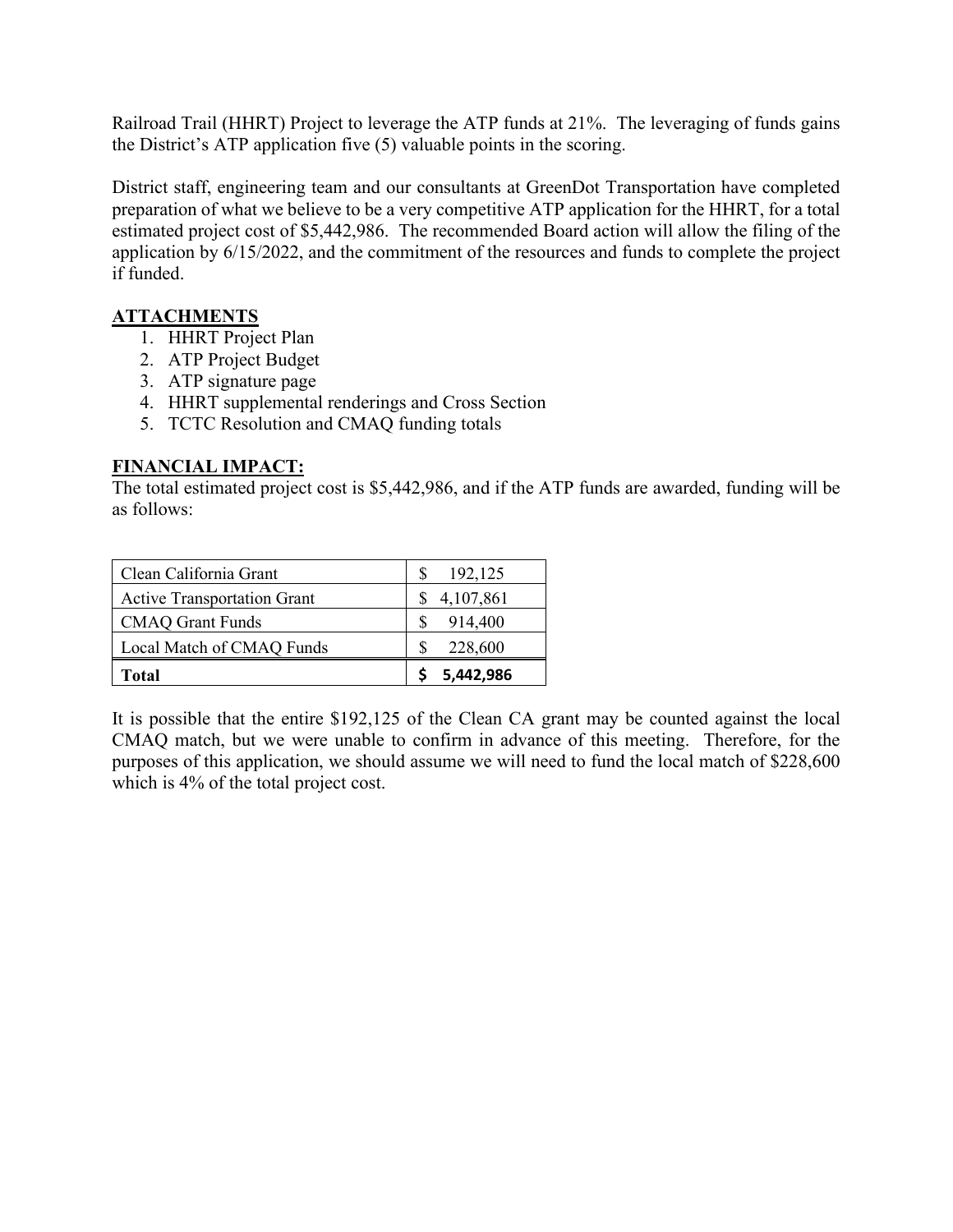Railroad Trail (HHRT) Project to leverage the ATP funds at 21%. The leveraging of funds gains the District's ATP application five (5) valuable points in the scoring.

District staff, engineering team and our consultants at GreenDot Transportation have completed preparation of what we believe to be a very competitive ATP application for the HHRT, for a total estimated project cost of $5,442,986. The recommended Board action will allow the filing of the application by 6/15/2022, and the commitment of the resources and funds to complete the project if funded.

## ATTACHMENTS

1. HHRT Project Plan
2. ATP Project Budget
3. ATP signature page
4. HHRT supplemental renderings and Cross Section
5. TCTC Resolution and CMAQ funding totals

## FINANCIAL IMPACT:

The total estimated project cost is $5,442,986, and if the ATP funds are awarded, funding will be as follows:

| | |
|---|---|
| Clean California Grant | $ 192,125 |
| Active Transportation Grant | $ 4,107,861 |
| CMAQ Grant Funds | $ 914,400 |
| Local Match of CMAQ Funds | $ 228,600 |
| **Total** | **$ 5,442,986** |

It is possible that the entire $192,125 of the Clean CA grant may be counted against the local CMAQ match, but we were unable to confirm in advance of this meeting. Therefore, for the purposes of this application, we should assume we will need to fund the local match of $228,600 which is 4% of the total project cost.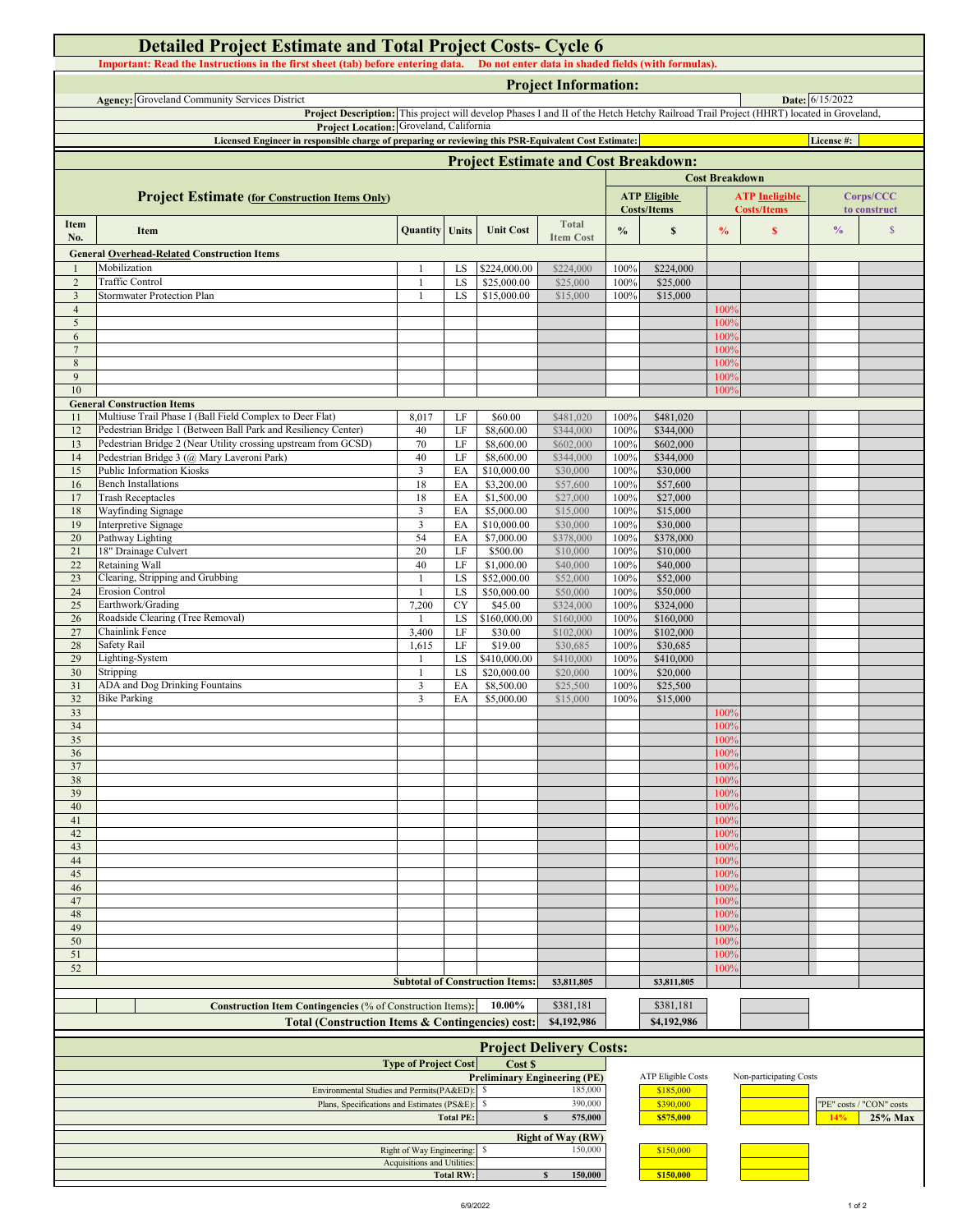# Detailed Project Estimate and Total Project Costs- Cycle 6

**Important: Read the Instructions in the first sheet (tab) before entering data. Do not enter data in shaded fields (with formulas).**

## Project Information:

**Agency:** Groveland Community Services District

**Date:** 6/15/2022

**Project Description:** This project will develop Phases I and II of the Hetch Hetchy Railroad Trail Project (HHRT) located in Groveland,

**Project Location:** Groveland, California

**Licensed Engineer in responsible charge of preparing or reviewing this PSR-Equivalent Cost Estimate:**

**License #:**

## Project Estimate and Cost Breakdown:

**Project Estimate (for Construction Items Only)**

| Item No. | Item | Quantity | Units | Unit Cost | Total Item Cost | ATP Eligible Costs/Items % | ATP Eligible Costs/Items $ | ATP Ineligible Costs/Items % | ATP Ineligible Costs/Items $ | Corps/CCC to construct % | Corps/CCC to construct $ |
|---|---|---|---|---|---|---|---|---|---|---|---|
| **General Overhead-Related Construction Items** | | | | | | | | | | | |
| 1 | Mobilization | 1 | LS | $224,000.00 | $224,000 | 100% | $224,000 | | | | |
| 2 | Traffic Control | 1 | LS | $25,000.00 | $25,000 | 100% | $25,000 | | | | |
| 3 | Stormwater Protection Plan | 1 | LS | $15,000.00 | $15,000 | 100% | $15,000 | | | | |
| 4 | | | | | | | | 100% | | | |
| 5 | | | | | | | | 100% | | | |
| 6 | | | | | | | | 100% | | | |
| 7 | | | | | | | | 100% | | | |
| 8 | | | | | | | | 100% | | | |
| 9 | | | | | | | | 100% | | | |
| 10 | | | | | | | | 100% | | | |
| **General Construction Items** | | | | | | | | | | | |
| 11 | Multiuse Trail Phase I (Ball Field Complex to Deer Flat) | 8,017 | LF | $60.00 | $481,020 | 100% | $481,020 | | | | |
| 12 | Pedestrian Bridge 1 (Between Ball Park and Resiliency Center) | 40 | LF | $8,600.00 | $344,000 | 100% | $344,000 | | | | |
| 13 | Pedestrian Bridge 2 (Near Utility crossing upstream from GCSD) | 70 | LF | $8,600.00 | $602,000 | 100% | $602,000 | | | | |
| 14 | Pedestrian Bridge 3 (@ Mary Laveroni Park) | 40 | LF | $8,600.00 | $344,000 | 100% | $344,000 | | | | |
| 15 | Public Information Kiosks | 3 | EA | $10,000.00 | $30,000 | 100% | $30,000 | | | | |
| 16 | Bench Installations | 18 | EA | $3,200.00 | $57,600 | 100% | $57,600 | | | | |
| 17 | Trash Receptacles | 18 | EA | $1,500.00 | $27,000 | 100% | $27,000 | | | | |
| 18 | Wayfinding Signage | 3 | EA | $5,000.00 | $15,000 | 100% | $15,000 | | | | |
| 19 | Interpretive Signage | 3 | EA | $10,000.00 | $30,000 | 100% | $30,000 | | | | |
| 20 | Pathway Lighting | 54 | EA | $7,000.00 | $378,000 | 100% | $378,000 | | | | |
| 21 | 18" Drainage Culvert | 20 | LF | $500.00 | $10,000 | 100% | $10,000 | | | | |
| 22 | Retaining Wall | 40 | LF | $1,000.00 | $40,000 | 100% | $40,000 | | | | |
| 23 | Clearing, Stripping and Grubbing | 1 | LS | $52,000.00 | $52,000 | 100% | $52,000 | | | | |
| 24 | Erosion Control | 1 | LS | $50,000.00 | $50,000 | 100% | $50,000 | | | | |
| 25 | Earthwork/Grading | 7,200 | CY | $45.00 | $324,000 | 100% | $324,000 | | | | |
| 26 | Roadside Clearing (Tree Removal) | 1 | LS | $160,000.00 | $160,000 | 100% | $160,000 | | | | |
| 27 | Chainlink Fence | 3,400 | LF | $30.00 | $102,000 | 100% | $102,000 | | | | |
| 28 | Safety Rail | 1,615 | LF | $19.00 | $30,685 | 100% | $30,685 | | | | |
| 29 | Lighting-System | 1 | LS | $410,000.00 | $410,000 | 100% | $410,000 | | | | |
| 30 | Stripping | 1 | LS | $20,000.00 | $20,000 | 100% | $20,000 | | | | |
| 31 | ADA and Dog Drinking Fountains | 3 | EA | $8,500.00 | $25,500 | 100% | $25,500 | | | | |
| 32 | Bike Parking | 3 | EA | $5,000.00 | $15,000 | 100% | $15,000 | | | | |
| 33 | | | | | | | | 100% | | | |
| 34 | | | | | | | | 100% | | | |
| 35 | | | | | | | | 100% | | | |
| 36 | | | | | | | | 100% | | | |
| 37 | | | | | | | | 100% | | | |
| 38 | | | | | | | | 100% | | | |
| 39 | | | | | | | | 100% | | | |
| 40 | | | | | | | | 100% | | | |
| 41 | | | | | | | | 100% | | | |
| 42 | | | | | | | | 100% | | | |
| 43 | | | | | | | | 100% | | | |
| 44 | | | | | | | | 100% | | | |
| 45 | | | | | | | | 100% | | | |
| 46 | | | | | | | | 100% | | | |
| 47 | | | | | | | | 100% | | | |
| 48 | | | | | | | | 100% | | | |
| 49 | | | | | | | | 100% | | | |
| 50 | | | | | | | | 100% | | | |
| 51 | | | | | | | | 100% | | | |
| 52 | | | | | | | | 100% | | | |
| | **Subtotal of Construction Items:** | | | | **$3,811,805** | | **$3,811,805** | | | | |
| | **Construction Item Contingencies** (% of Construction Items): | | | **10.00%** | $381,181 | | $381,181 | | | | |
| | **Total (Construction Items & Contingencies) cost:** | | | | **$4,192,986** | | **$4,192,986** | | | | |

## Project Delivery Costs:

| Type of Project Cost | Cost $ | ATP Eligible Costs | Non-participating Costs | | |
|---|---|---|---|---|---|
| **Preliminary Engineering (PE)** | | | | | |
| Environmental Studies and Permits(PA&ED): | $ 185,000 | $185,000 | | | |
| Plans, Specifications and Estimates (PS&E): | $ 390,000 | $390,000 | | "PE" costs / "CON" costs | |
| **Total PE:** | **$ 575,000** | **$575,000** | | **14%** | **25% Max** |
| **Right of Way (RW)** | | | | | |
| Right of Way Engineering: | $ 150,000 | $150,000 | | | |
| Acquisitions and Utilities: | | | | | |
| **Total RW:** | **$ 150,000** | **$150,000** | | | |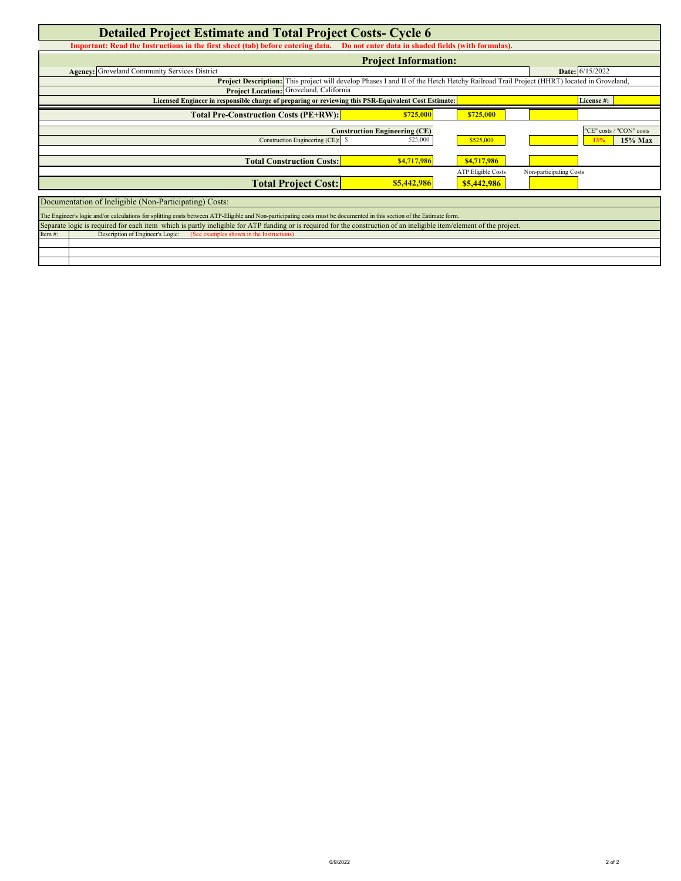# Detailed Project Estimate and Total Project Costs- Cycle 6

**Important: Read the Instructions in the first sheet (tab) before entering data. Do not enter data in shaded fields (with formulas).**

## Project Information:

**Agency:** Groveland Community Services District

**Date:** 6/15/2022

**Project Description:** This project will develop Phases I and II of the Hetch Hetchy Railroad Trail Project (HHRT) located in Groveland,

**Project Location:** Groveland, California

**Licensed Engineer in responsible charge of preparing or reviewing this PSR-Equivalent Cost Estimate:**

**License #:**

| | | ATP Eligible Costs | Non-participating Costs | | |
|---|---|---|---|---|---|
| **Total Pre-Construction Costs (PE+RW):** | $725,000 | $725,000 | | | |
| **Construction Engineering (CE)** | | | | "CE" costs / "CON" costs | |
| Construction Engineering (CE): | $ 525,000 | $525,000 | | 13% | 15% Max |
| **Total Construction Costs:** | $4,717,986 | $4,717,986 | | | |
| **Total Project Cost:** | $5,442,986 | $5,442,986 | | | |

Documentation of Ineligible (Non-Participating) Costs:

The Engineer's logic and/or calculations for splitting costs between ATP-Eligible and Non-participating costs must be documented in this section of the Estimate form.

Separate logic is required for each item which is partly ineligible for ATP funding or is required for the construction of an ineligible item/element of the project.

| Item #: | Description of Engineer's Logic: (See examples shown in the Instructions) |
|---|---|
| | |
| | |
| | |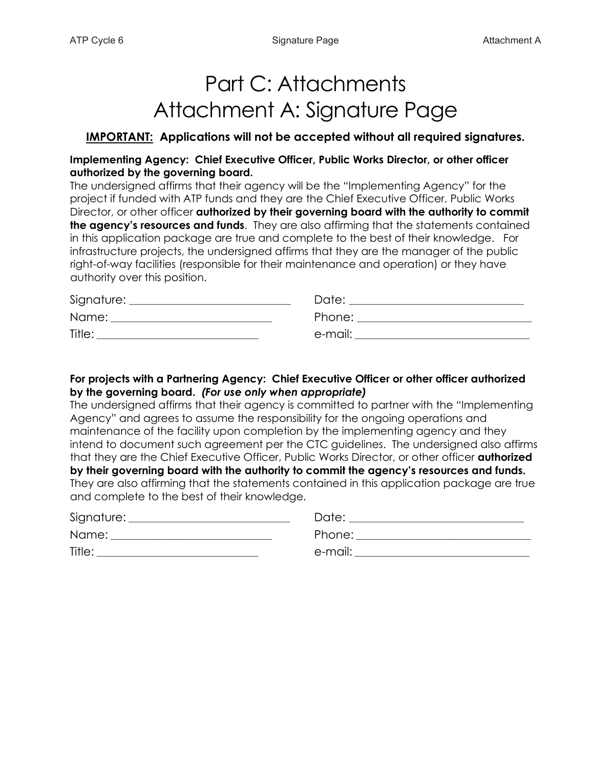# Part C: Attachments
# Attachment A: Signature Page

**<u>IMPORTANT:</u> Applications will not be accepted without all required signatures.**

**Implementing Agency: Chief Executive Officer, Public Works Director, or other officer authorized by the governing board.**
The undersigned affirms that their agency will be the "Implementing Agency" for the project if funded with ATP funds and they are the Chief Executive Officer, Public Works Director, or other officer **authorized by their governing board with the authority to commit the agency's resources and funds**. They are also affirming that the statements contained in this application package are true and complete to the best of their knowledge. For infrastructure projects, the undersigned affirms that they are the manager of the public right-of-way facilities (responsible for their maintenance and operation) or they have authority over this position.

Signature: ____________________________ Date: ______________________________

Name: ____________________________ Phone: ______________________________

Title: ____________________________ e-mail: ______________________________

**For projects with a Partnering Agency: Chief Executive Officer or other officer authorized by the governing board.** ***(For use only when appropriate)***
The undersigned affirms that their agency is committed to partner with the "Implementing Agency" and agrees to assume the responsibility for the ongoing operations and maintenance of the facility upon completion by the implementing agency and they intend to document such agreement per the CTC guidelines. The undersigned also affirms that they are the Chief Executive Officer, Public Works Director, or other officer **authorized by their governing board with the authority to commit the agency's resources and funds.** They are also affirming that the statements contained in this application package are true and complete to the best of their knowledge.

Signature: ____________________________ Date: ______________________________

Name: ____________________________ Phone: ______________________________

Title: ____________________________ e-mail: ______________________________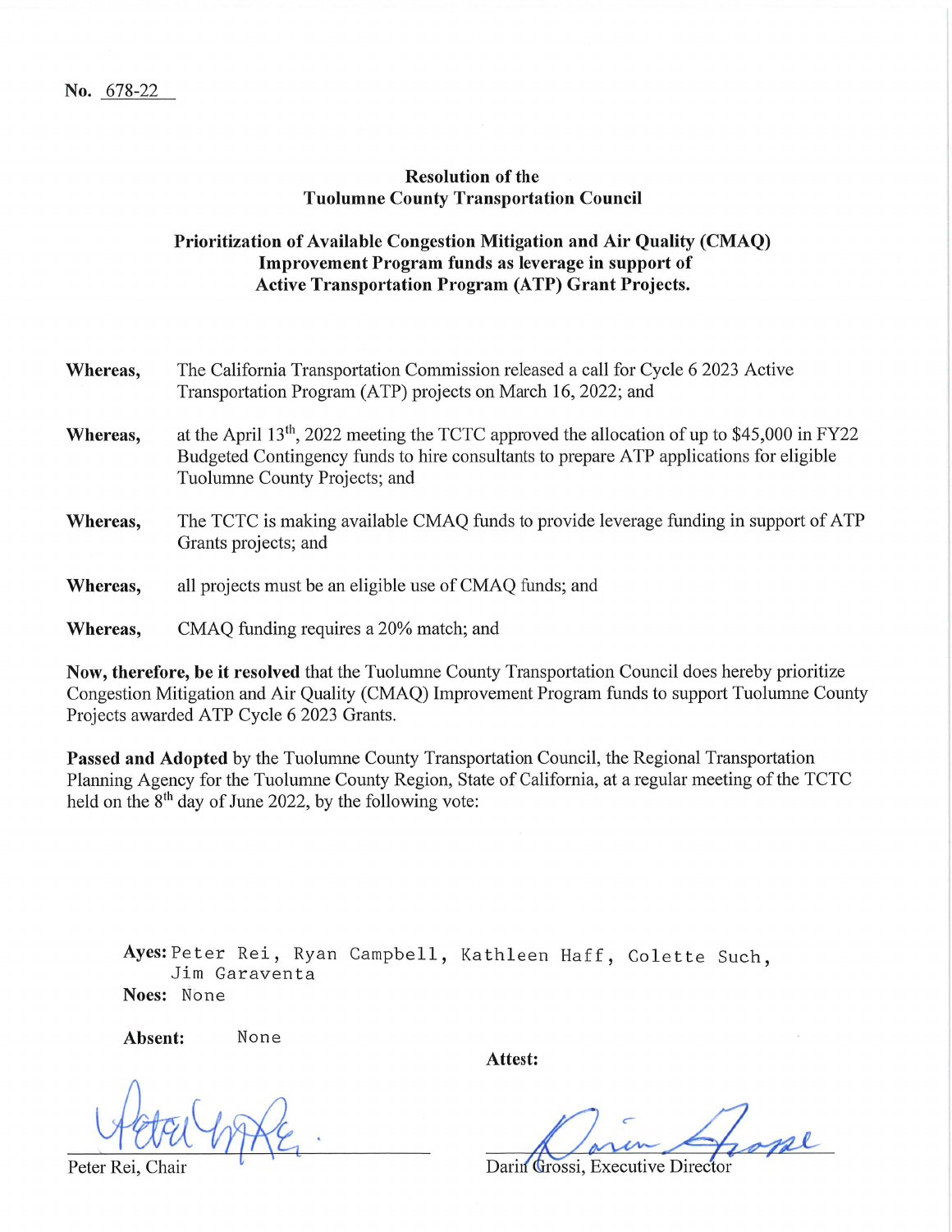No. 678-22

## Resolution of the Tuolumne County Transportation Council

### Prioritization of Available Congestion Mitigation and Air Quality (CMAQ) Improvement Program funds as leverage in support of Active Transportation Program (ATP) Grant Projects.

**Whereas,** The California Transportation Commission released a call for Cycle 6 2023 Active Transportation Program (ATP) projects on March 16, 2022; and

**Whereas,** at the April 13th, 2022 meeting the TCTC approved the allocation of up to $45,000 in FY22 Budgeted Contingency funds to hire consultants to prepare ATP applications for eligible Tuolumne County Projects; and

**Whereas,** The TCTC is making available CMAQ funds to provide leverage funding in support of ATP Grants projects; and

**Whereas,** all projects must be an eligible use of CMAQ funds; and

**Whereas,** CMAQ funding requires a 20% match; and

**Now, therefore, be it resolved** that the Tuolumne County Transportation Council does hereby prioritize Congestion Mitigation and Air Quality (CMAQ) Improvement Program funds to support Tuolumne County Projects awarded ATP Cycle 6 2023 Grants.

**Passed and Adopted** by the Tuolumne County Transportation Council, the Regional Transportation Planning Agency for the Tuolumne County Region, State of California, at a regular meeting of the TCTC held on the 8th day of June 2022, by the following vote:

**Ayes:** Peter Rei, Ryan Campbell, Kathleen Haff, Colette Such, Jim Garaventa

**Noes:** None

**Absent:** None

Peter Rei, Chair

**Attest:**

Darin Grossi, Executive Director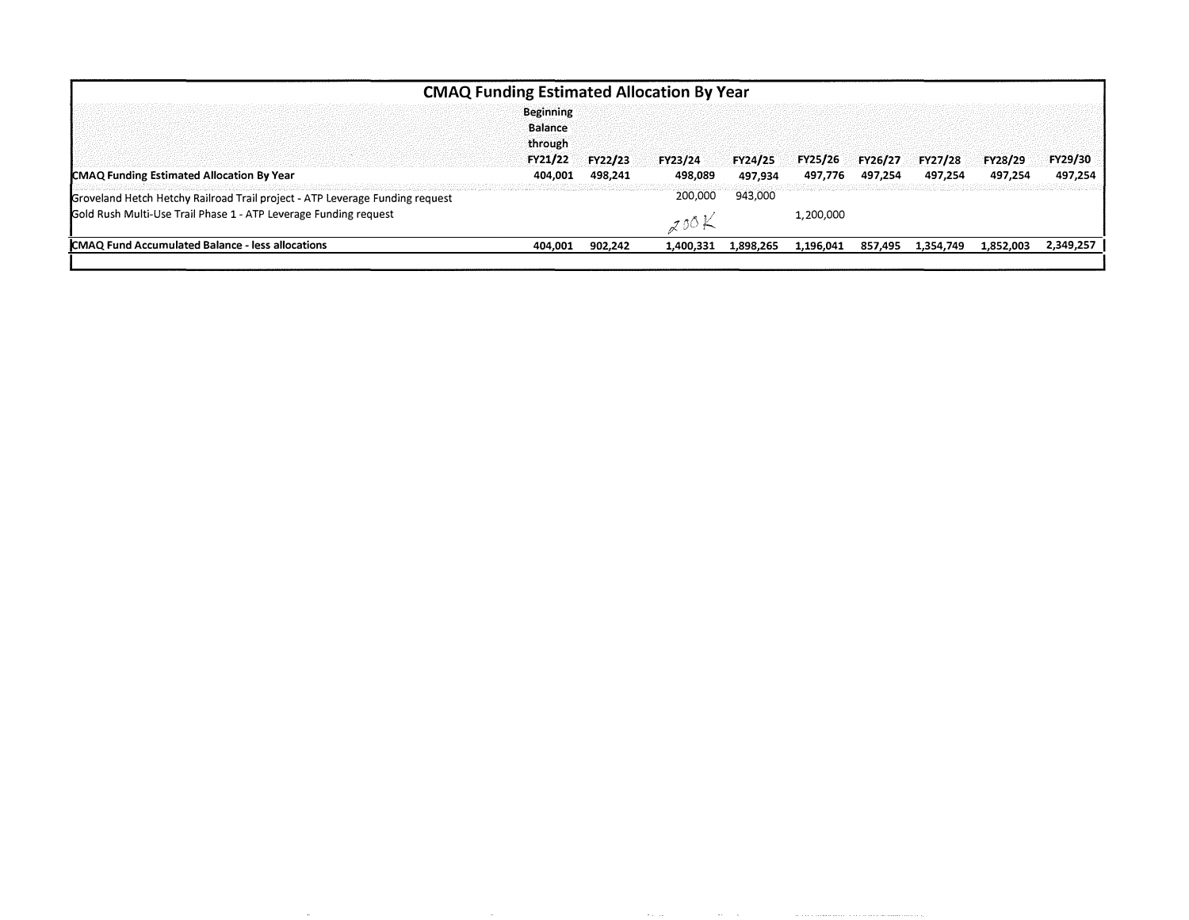## CMAQ Funding Estimated Allocation By Year

| | Beginning Balance through FY21/22 | FY22/23 | FY23/24 | FY24/25 | FY25/26 | FY26/27 | FY27/28 | FY28/29 | FY29/30 |
|---|---|---|---|---|---|---|---|---|---|
| **CMAQ Funding Estimated Allocation By Year** | **404,001** | **498,241** | **498,089** | **497,934** | **497,776** | **497,254** | **497,254** | **497,254** | **497,254** |
| Groveland Hetch Hetchy Railroad Trail project - ATP Leverage Funding request | | | 200,000 | 943,000 | | | | | |
| Gold Rush Multi-Use Trail Phase 1 - ATP Leverage Funding request | | | 200K | | 1,200,000 | | | | |
| **CMAQ Fund Accumulated Balance - less allocations** | **404,001** | **902,242** | **1,400,331** | **1,898,265** | **1,196,041** | **857,495** | **1,354,749** | **1,852,003** | **2,349,257** |